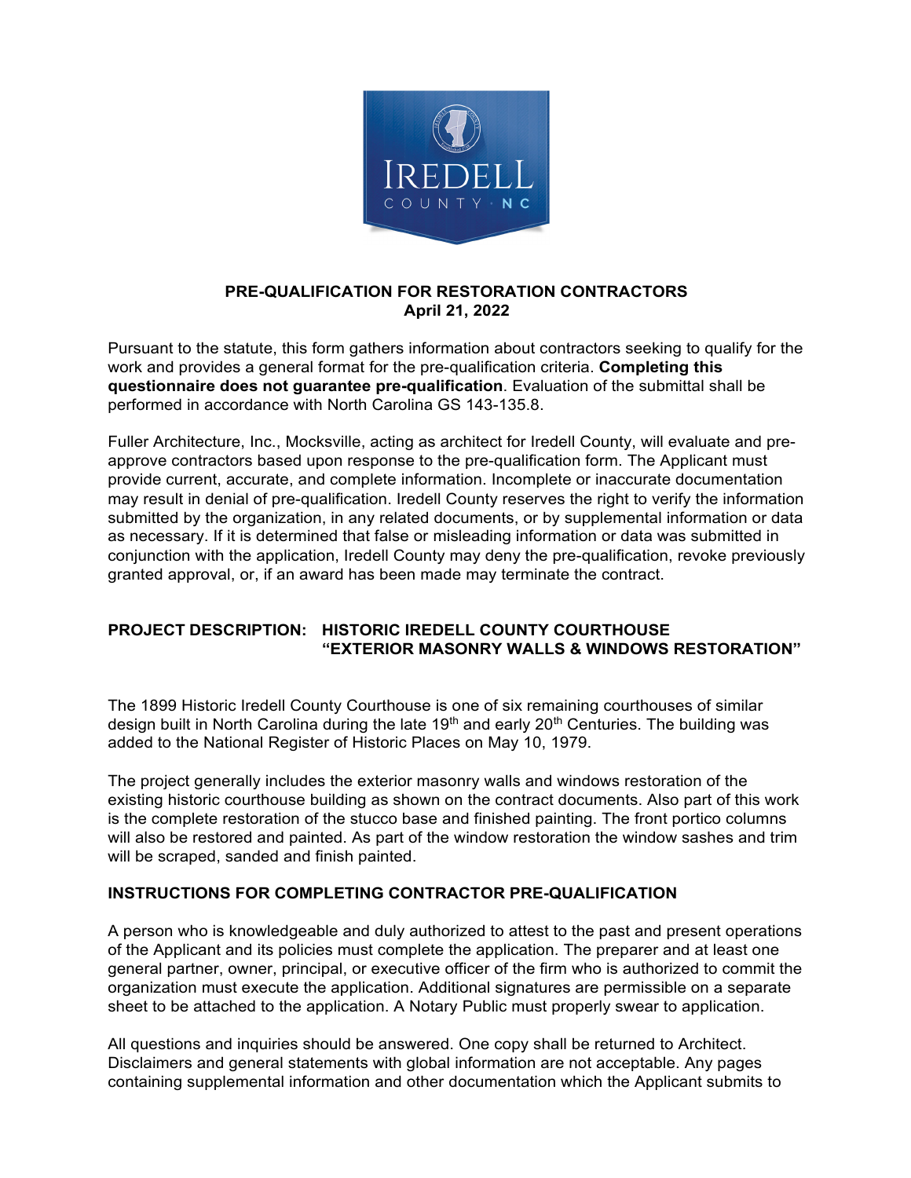**PRE-QUALIFICATION FOR RESTORATION CONTRACTORS**
**April 21, 2022**

Pursuant to the statute, this form gathers information about contractors seeking to qualify for the work and provides a general format for the pre-qualification criteria. **Completing this questionnaire does not guarantee pre-qualification**. Evaluation of the submittal shall be performed in accordance with North Carolina GS 143-135.8.

Fuller Architecture, Inc., Mocksville, acting as architect for Iredell County, will evaluate and pre-approve contractors based upon response to the pre-qualification form. The Applicant must provide current, accurate, and complete information. Incomplete or inaccurate documentation may result in denial of pre-qualification. Iredell County reserves the right to verify the information submitted by the organization, in any related documents, or by supplemental information or data as necessary. If it is determined that false or misleading information or data was submitted in conjunction with the application, Iredell County may deny the pre-qualification, revoke previously granted approval, or, if an award has been made may terminate the contract.

**PROJECT DESCRIPTION: HISTORIC IREDELL COUNTY COURTHOUSE "EXTERIOR MASONRY WALLS & WINDOWS RESTORATION"**

The 1899 Historic Iredell County Courthouse is one of six remaining courthouses of similar design built in North Carolina during the late 19th and early 20th Centuries. The building was added to the National Register of Historic Places on May 10, 1979.

The project generally includes the exterior masonry walls and windows restoration of the existing historic courthouse building as shown on the contract documents. Also part of this work is the complete restoration of the stucco base and finished painting. The front portico columns will also be restored and painted. As part of the window restoration the window sashes and trim will be scraped, sanded and finish painted.

**INSTRUCTIONS FOR COMPLETING CONTRACTOR PRE-QUALIFICATION**

A person who is knowledgeable and duly authorized to attest to the past and present operations of the Applicant and its policies must complete the application. The preparer and at least one general partner, owner, principal, or executive officer of the firm who is authorized to commit the organization must execute the application. Additional signatures are permissible on a separate sheet to be attached to the application. A Notary Public must properly swear to application.

All questions and inquiries should be answered. One copy shall be returned to Architect. Disclaimers and general statements with global information are not acceptable. Any pages containing supplemental information and other documentation which the Applicant submits to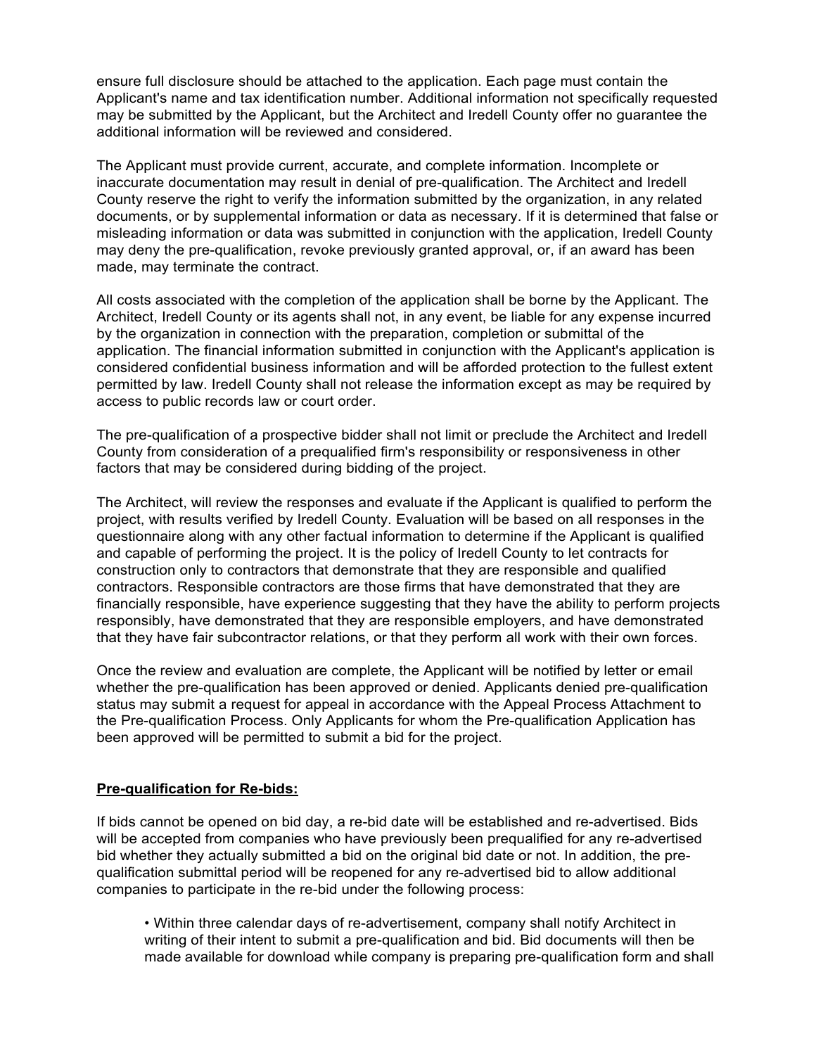ensure full disclosure should be attached to the application. Each page must contain the Applicant's name and tax identification number. Additional information not specifically requested may be submitted by the Applicant, but the Architect and Iredell County offer no guarantee the additional information will be reviewed and considered.

The Applicant must provide current, accurate, and complete information. Incomplete or inaccurate documentation may result in denial of pre-qualification. The Architect and Iredell County reserve the right to verify the information submitted by the organization, in any related documents, or by supplemental information or data as necessary. If it is determined that false or misleading information or data was submitted in conjunction with the application, Iredell County may deny the pre-qualification, revoke previously granted approval, or, if an award has been made, may terminate the contract.

All costs associated with the completion of the application shall be borne by the Applicant. The Architect, Iredell County or its agents shall not, in any event, be liable for any expense incurred by the organization in connection with the preparation, completion or submittal of the application. The financial information submitted in conjunction with the Applicant's application is considered confidential business information and will be afforded protection to the fullest extent permitted by law. Iredell County shall not release the information except as may be required by access to public records law or court order.

The pre-qualification of a prospective bidder shall not limit or preclude the Architect and Iredell County from consideration of a prequalified firm's responsibility or responsiveness in other factors that may be considered during bidding of the project.

The Architect, will review the responses and evaluate if the Applicant is qualified to perform the project, with results verified by Iredell County. Evaluation will be based on all responses in the questionnaire along with any other factual information to determine if the Applicant is qualified and capable of performing the project. It is the policy of Iredell County to let contracts for construction only to contractors that demonstrate that they are responsible and qualified contractors. Responsible contractors are those firms that have demonstrated that they are financially responsible, have experience suggesting that they have the ability to perform projects responsibly, have demonstrated that they are responsible employers, and have demonstrated that they have fair subcontractor relations, or that they perform all work with their own forces.

Once the review and evaluation are complete, the Applicant will be notified by letter or email whether the pre-qualification has been approved or denied. Applicants denied pre-qualification status may submit a request for appeal in accordance with the Appeal Process Attachment to the Pre-qualification Process. Only Applicants for whom the Pre-qualification Application has been approved will be permitted to submit a bid for the project.

**Pre-qualification for Re-bids:**

If bids cannot be opened on bid day, a re-bid date will be established and re-advertised. Bids will be accepted from companies who have previously been prequalified for any re-advertised bid whether they actually submitted a bid on the original bid date or not. In addition, the pre-qualification submittal period will be reopened for any re-advertised bid to allow additional companies to participate in the re-bid under the following process:

- Within three calendar days of re-advertisement, company shall notify Architect in writing of their intent to submit a pre-qualification and bid. Bid documents will then be made available for download while company is preparing pre-qualification form and shall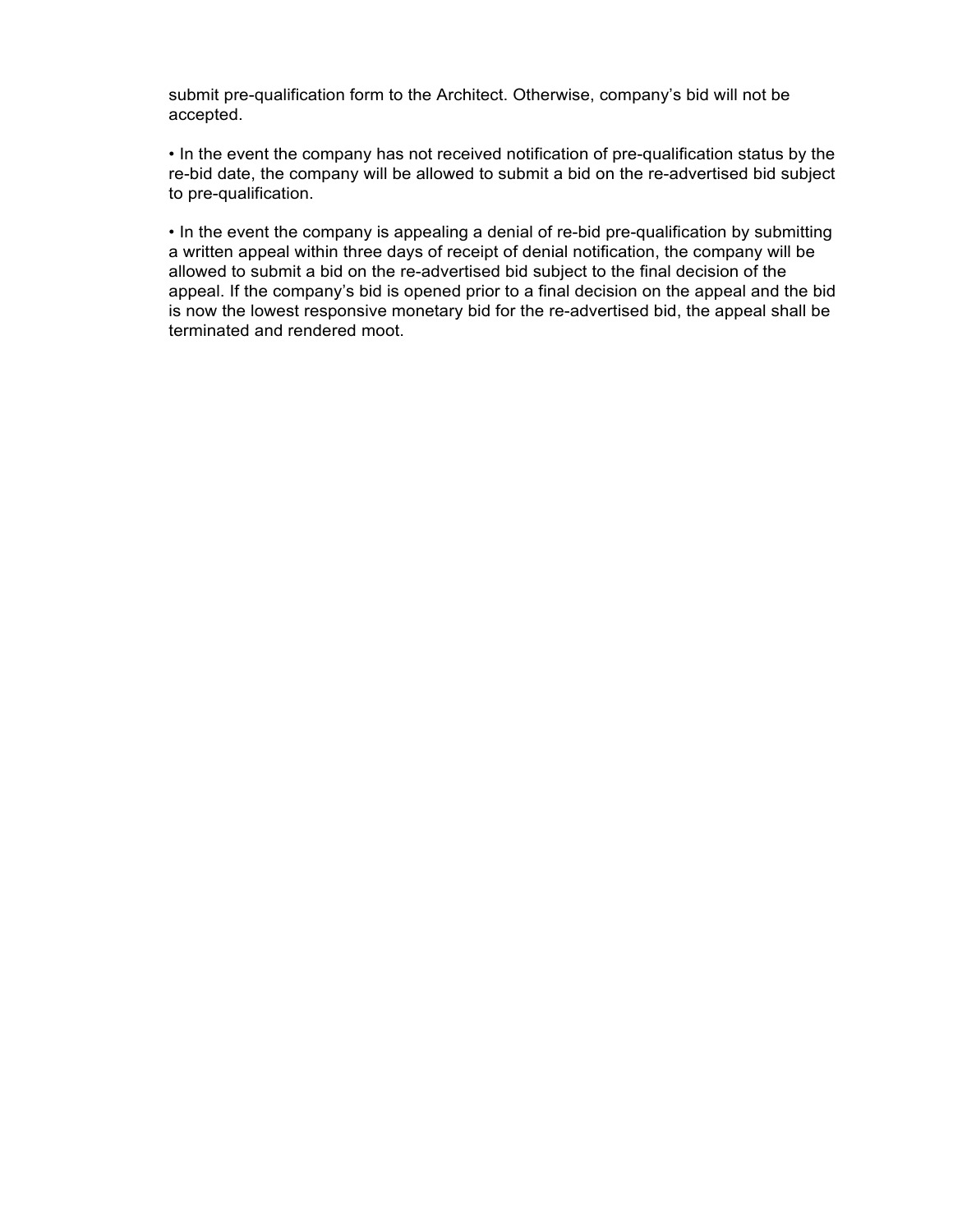submit pre-qualification form to the Architect. Otherwise, company's bid will not be accepted.

- In the event the company has not received notification of pre-qualification status by the re-bid date, the company will be allowed to submit a bid on the re-advertised bid subject to pre-qualification.

- In the event the company is appealing a denial of re-bid pre-qualification by submitting a written appeal within three days of receipt of denial notification, the company will be allowed to submit a bid on the re-advertised bid subject to the final decision of the appeal. If the company's bid is opened prior to a final decision on the appeal and the bid is now the lowest responsive monetary bid for the re-advertised bid, the appeal shall be terminated and rendered moot.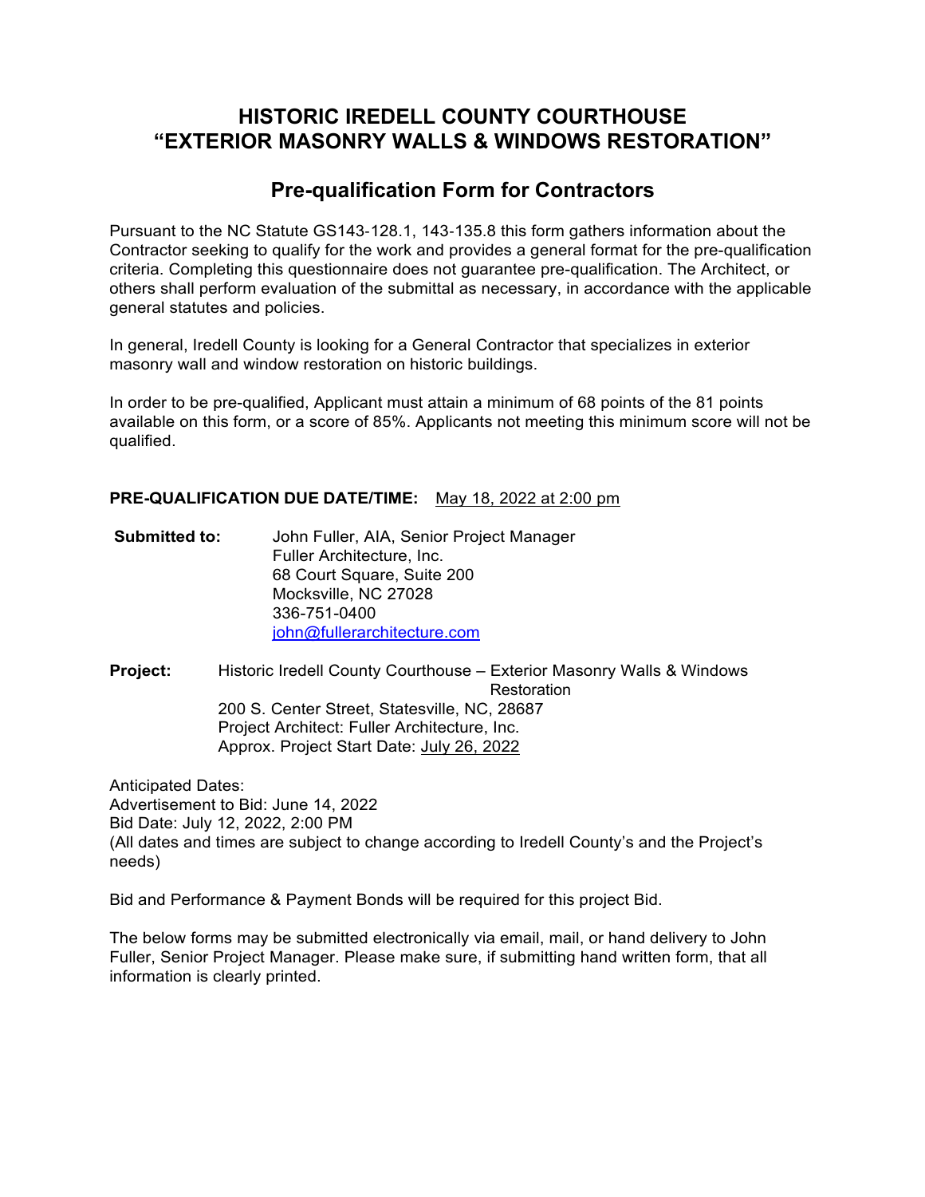# HISTORIC IREDELL COUNTY COURTHOUSE "EXTERIOR MASONRY WALLS & WINDOWS RESTORATION"

## Pre-qualification Form for Contractors

Pursuant to the NC Statute GS143-128.1, 143-135.8 this form gathers information about the Contractor seeking to qualify for the work and provides a general format for the pre-qualification criteria. Completing this questionnaire does not guarantee pre-qualification. The Architect, or others shall perform evaluation of the submittal as necessary, in accordance with the applicable general statutes and policies.

In general, Iredell County is looking for a General Contractor that specializes in exterior masonry wall and window restoration on historic buildings.

In order to be pre-qualified, Applicant must attain a minimum of 68 points of the 81 points available on this form, or a score of 85%. Applicants not meeting this minimum score will not be qualified.

**PRE-QUALIFICATION DUE DATE/TIME:** May 18, 2022 at 2:00 pm

**Submitted to:** John Fuller, AIA, Senior Project Manager
Fuller Architecture, Inc.
68 Court Square, Suite 200
Mocksville, NC 27028
336-751-0400
john@fullerarchitecture.com

**Project:** Historic Iredell County Courthouse – Exterior Masonry Walls & Windows Restoration
200 S. Center Street, Statesville, NC, 28687
Project Architect: Fuller Architecture, Inc.
Approx. Project Start Date: July 26, 2022

Anticipated Dates:
Advertisement to Bid: June 14, 2022
Bid Date: July 12, 2022, 2:00 PM
(All dates and times are subject to change according to Iredell County's and the Project's needs)

Bid and Performance & Payment Bonds will be required for this project Bid.

The below forms may be submitted electronically via email, mail, or hand delivery to John Fuller, Senior Project Manager. Please make sure, if submitting hand written form, that all information is clearly printed.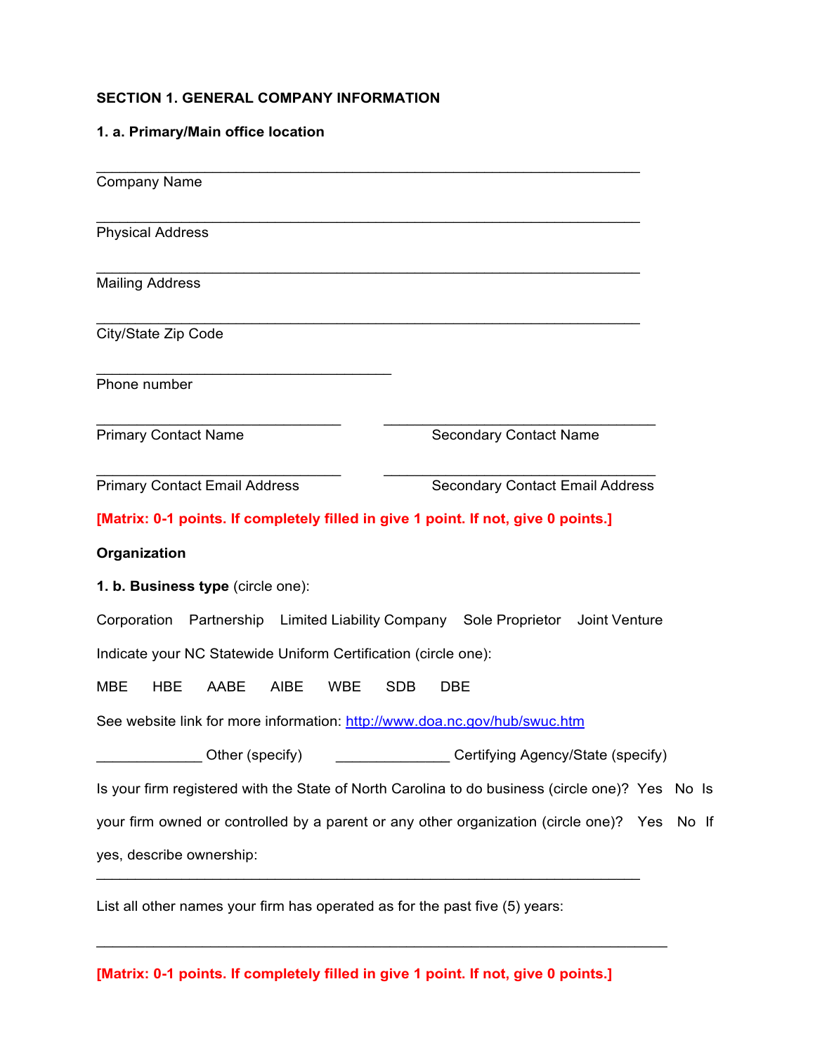**SECTION 1. GENERAL COMPANY INFORMATION**

**1. a. Primary/Main office location**

______________________________________________________________
Company Name

______________________________________________________________
Physical Address

______________________________________________________________
Mailing Address

______________________________________________________________
City/State Zip Code

________________________________
Phone number

___________________________     ______________________________
Primary Contact Name     Secondary Contact Name

___________________________     ______________________________
Primary Contact Email Address     Secondary Contact Email Address

**[Matrix: 0-1 points. If completely filled in give 1 point. If not, give 0 points.]**

**Organization**

**1. b. Business type** (circle one):

Corporation   Partnership   Limited Liability Company   Sole Proprietor   Joint Venture

Indicate your NC Statewide Uniform Certification (circle one):

MBE   HBE   AABE   AIBE   WBE   SDB   DBE

See website link for more information: http://www.doa.nc.gov/hub/swuc.htm

____________ Other (specify)     _____________ Certifying Agency/State (specify)

Is your firm registered with the State of North Carolina to do business (circle one)? Yes No Is your firm owned or controlled by a parent or any other organization (circle one)? Yes No If yes, describe ownership:

______________________________________________________________

List all other names your firm has operated as for the past five (5) years:

______________________________________________________________

**[Matrix: 0-1 points. If completely filled in give 1 point. If not, give 0 points.]**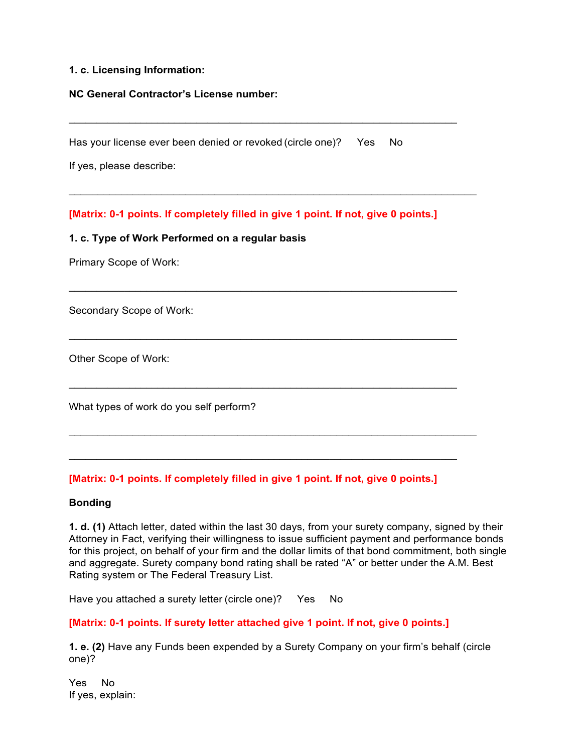**1. c. Licensing Information:**

**NC General Contractor's License number:**

\_\_\_\_\_\_\_\_\_\_\_\_\_\_\_\_\_\_\_\_\_\_\_\_\_\_\_\_\_\_\_\_\_\_\_\_\_\_\_\_\_\_\_\_\_\_\_\_\_\_\_\_\_\_\_\_\_\_\_\_\_\_\_\_\_\_

Has your license ever been denied or revoked (circle one)? Yes No

If yes, please describe:

\_\_\_\_\_\_\_\_\_\_\_\_\_\_\_\_\_\_\_\_\_\_\_\_\_\_\_\_\_\_\_\_\_\_\_\_\_\_\_\_\_\_\_\_\_\_\_\_\_\_\_\_\_\_\_\_\_\_\_\_\_\_\_\_\_\_\_\_\_

**[Matrix: 0-1 points. If completely filled in give 1 point. If not, give 0 points.]**

**1. c. Type of Work Performed on a regular basis**

Primary Scope of Work:

\_\_\_\_\_\_\_\_\_\_\_\_\_\_\_\_\_\_\_\_\_\_\_\_\_\_\_\_\_\_\_\_\_\_\_\_\_\_\_\_\_\_\_\_\_\_\_\_\_\_\_\_\_\_\_\_\_\_\_\_\_\_\_\_\_\_

Secondary Scope of Work:

\_\_\_\_\_\_\_\_\_\_\_\_\_\_\_\_\_\_\_\_\_\_\_\_\_\_\_\_\_\_\_\_\_\_\_\_\_\_\_\_\_\_\_\_\_\_\_\_\_\_\_\_\_\_\_\_\_\_\_\_\_\_\_\_\_\_

Other Scope of Work:

\_\_\_\_\_\_\_\_\_\_\_\_\_\_\_\_\_\_\_\_\_\_\_\_\_\_\_\_\_\_\_\_\_\_\_\_\_\_\_\_\_\_\_\_\_\_\_\_\_\_\_\_\_\_\_\_\_\_\_\_\_\_\_\_\_\_

What types of work do you self perform?

\_\_\_\_\_\_\_\_\_\_\_\_\_\_\_\_\_\_\_\_\_\_\_\_\_\_\_\_\_\_\_\_\_\_\_\_\_\_\_\_\_\_\_\_\_\_\_\_\_\_\_\_\_\_\_\_\_\_\_\_\_\_\_\_\_\_\_\_\_

\_\_\_\_\_\_\_\_\_\_\_\_\_\_\_\_\_\_\_\_\_\_\_\_\_\_\_\_\_\_\_\_\_\_\_\_\_\_\_\_\_\_\_\_\_\_\_\_\_\_\_\_\_\_\_\_\_\_\_\_\_\_\_\_\_\_

**[Matrix: 0-1 points. If completely filled in give 1 point. If not, give 0 points.]**

**Bonding**

**1. d. (1)** Attach letter, dated within the last 30 days, from your surety company, signed by their Attorney in Fact, verifying their willingness to issue sufficient payment and performance bonds for this project, on behalf of your firm and the dollar limits of that bond commitment, both single and aggregate. Surety company bond rating shall be rated "A" or better under the A.M. Best Rating system or The Federal Treasury List.

Have you attached a surety letter (circle one)? Yes No

**[Matrix: 0-1 points. If surety letter attached give 1 point. If not, give 0 points.]**

**1. e. (2)** Have any Funds been expended by a Surety Company on your firm's behalf (circle one)?

Yes No
If yes, explain: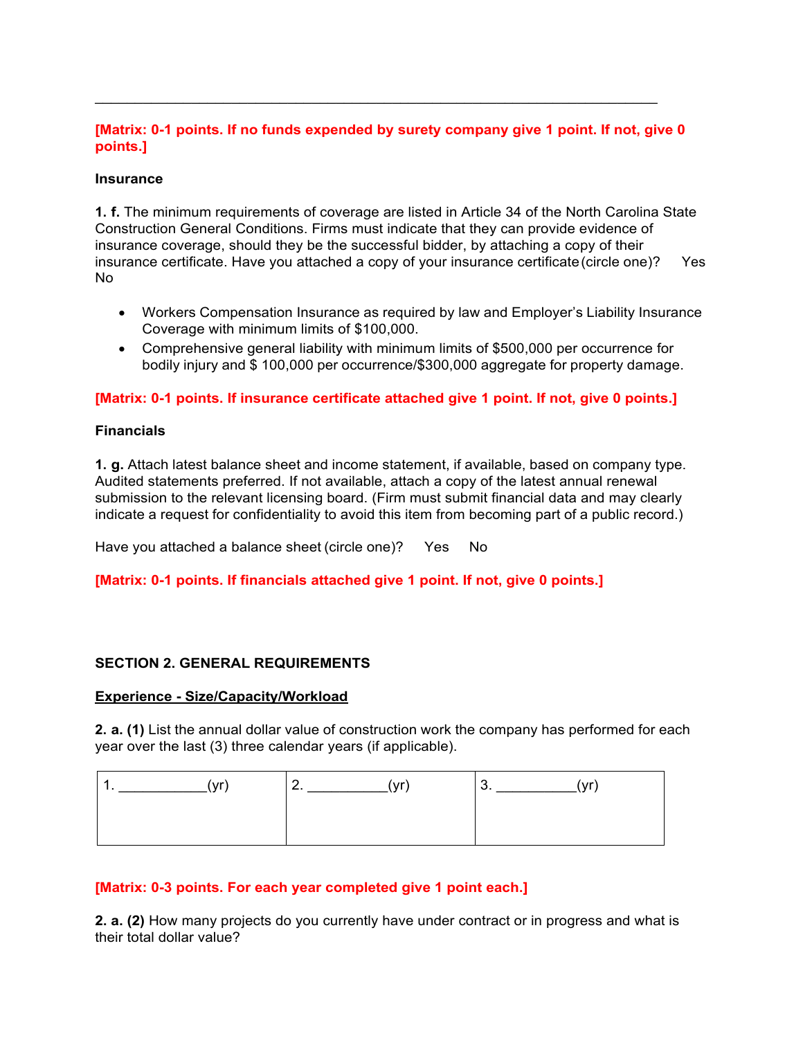\_\_\_\_\_\_\_\_\_\_\_\_\_\_\_\_\_\_\_\_\_\_\_\_\_\_\_\_\_\_\_\_\_\_\_\_\_\_\_\_\_\_\_\_\_\_\_\_\_\_\_\_\_\_\_\_\_\_\_\_\_\_\_\_\_\_\_\_\_\_

**[Matrix: 0-1 points. If no funds expended by surety company give 1 point. If not, give 0 points.]**

**Insurance**

**1. f.** The minimum requirements of coverage are listed in Article 34 of the North Carolina State Construction General Conditions. Firms must indicate that they can provide evidence of insurance coverage, should they be the successful bidder, by attaching a copy of their insurance certificate. Have you attached a copy of your insurance certificate (circle one)? Yes No

- Workers Compensation Insurance as required by law and Employer's Liability Insurance Coverage with minimum limits of $100,000.
- Comprehensive general liability with minimum limits of $500,000 per occurrence for bodily injury and $ 100,000 per occurrence/$300,000 aggregate for property damage.

**[Matrix: 0-1 points. If insurance certificate attached give 1 point. If not, give 0 points.]**

**Financials**

**1. g.** Attach latest balance sheet and income statement, if available, based on company type. Audited statements preferred. If not available, attach a copy of the latest annual renewal submission to the relevant licensing board. (Firm must submit financial data and may clearly indicate a request for confidentiality to avoid this item from becoming part of a public record.)

Have you attached a balance sheet (circle one)? Yes No

**[Matrix: 0-1 points. If financials attached give 1 point. If not, give 0 points.]**

## SECTION 2. GENERAL REQUIREMENTS

**Experience - Size/Capacity/Workload**

**2. a. (1)** List the annual dollar value of construction work the company has performed for each year over the last (3) three calendar years (if applicable).

| 1. \_\_\_\_\_\_\_\_\_\_\_(yr) | 2. \_\_\_\_\_\_\_\_\_\_(yr) | 3. \_\_\_\_\_\_\_\_\_\_(yr) |
|---|---|---|
| | | |

**[Matrix: 0-3 points. For each year completed give 1 point each.]**

**2. a. (2)** How many projects do you currently have under contract or in progress and what is their total dollar value?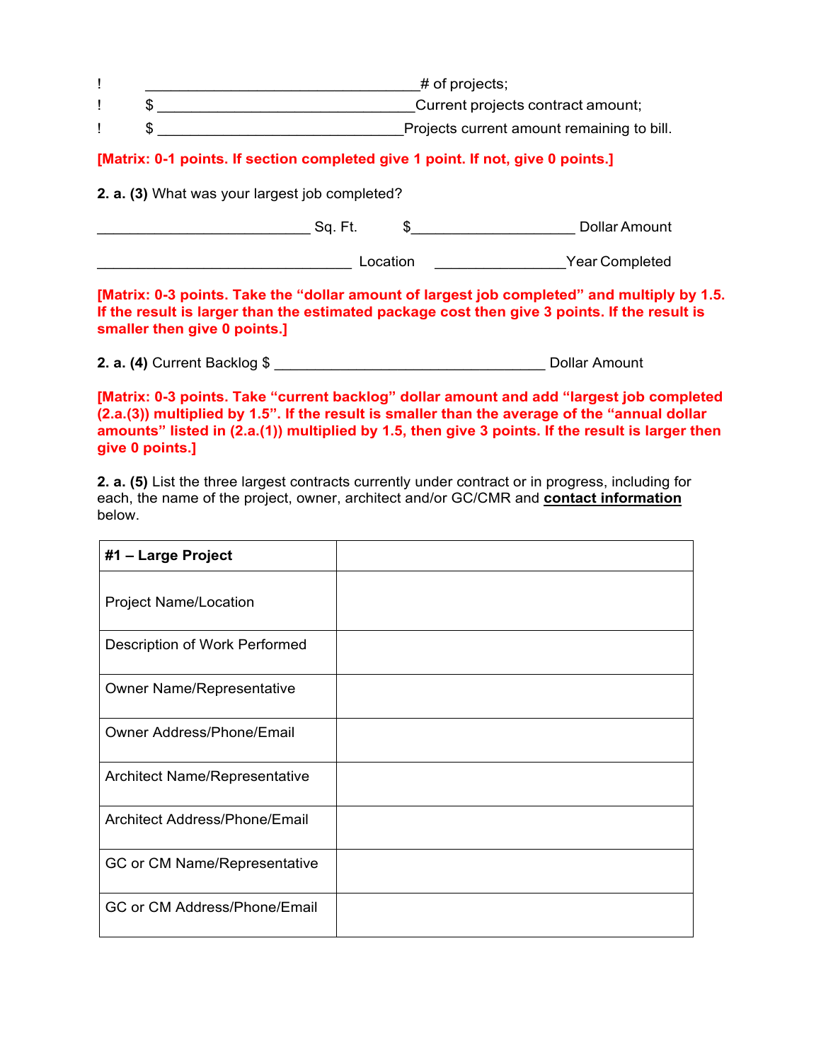! ________________________________# of projects;

! $ ______________________________Current projects contract amount;

! $ ____________________________Projects current amount remaining to bill.

**[Matrix: 0-1 points. If section completed give 1 point. If not, give 0 points.]**

**2. a. (3)** What was your largest job completed?

________________________ Sq. Ft. $__________________ Dollar Amount

____________________________ Location ______________Year Completed

**[Matrix: 0-3 points. Take the "dollar amount of largest job completed" and multiply by 1.5. If the result is larger than the estimated package cost then give 3 points. If the result is smaller then give 0 points.]**

**2. a. (4)** Current Backlog $ ______________________________ Dollar Amount

**[Matrix: 0-3 points. Take "current backlog" dollar amount and add "largest job completed (2.a.(3)) multiplied by 1.5". If the result is smaller than the average of the "annual dollar amounts" listed in (2.a.(1)) multiplied by 1.5, then give 3 points. If the result is larger then give 0 points.]**

**2. a. (5)** List the three largest contracts currently under contract or in progress, including for each, the name of the project, owner, architect and/or GC/CMR and **contact information** below.

| **#1 – Large Project** | |
|---|---|
| Project Name/Location | |
| Description of Work Performed | |
| Owner Name/Representative | |
| Owner Address/Phone/Email | |
| Architect Name/Representative | |
| Architect Address/Phone/Email | |
| GC or CM Name/Representative | |
| GC or CM Address/Phone/Email | |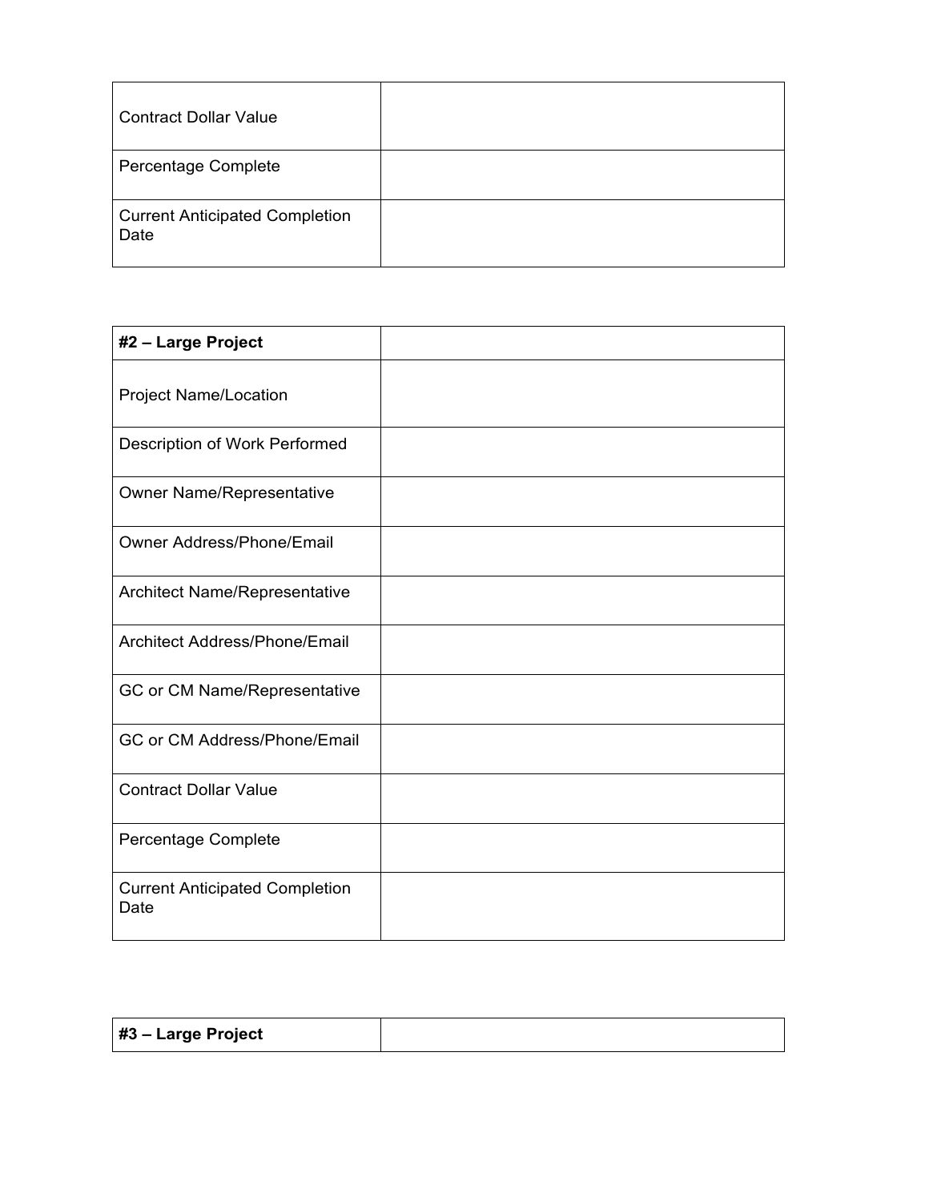| | |
|---|---|
| Contract Dollar Value | |
| Percentage Complete | |
| Current Anticipated Completion Date | |

| **#2 – Large Project** | |
|---|---|
| Project Name/Location | |
| Description of Work Performed | |
| Owner Name/Representative | |
| Owner Address/Phone/Email | |
| Architect Name/Representative | |
| Architect Address/Phone/Email | |
| GC or CM Name/Representative | |
| GC or CM Address/Phone/Email | |
| Contract Dollar Value | |
| Percentage Complete | |
| Current Anticipated Completion Date | |

| **#3 – Large Project** | |
|---|---|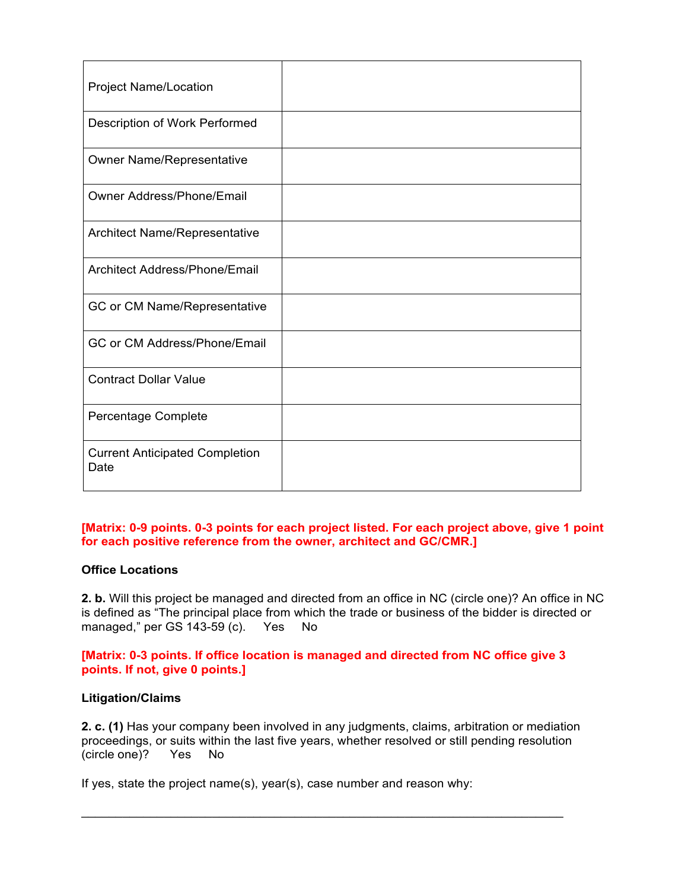| Project Name/Location | |
|---|---|
| Description of Work Performed | |
| Owner Name/Representative | |
| Owner Address/Phone/Email | |
| Architect Name/Representative | |
| Architect Address/Phone/Email | |
| GC or CM Name/Representative | |
| GC or CM Address/Phone/Email | |
| Contract Dollar Value | |
| Percentage Complete | |
| Current Anticipated Completion Date | |

**[Matrix: 0-9 points. 0-3 points for each project listed. For each project above, give 1 point for each positive reference from the owner, architect and GC/CMR.]**

**Office Locations**

**2. b.** Will this project be managed and directed from an office in NC (circle one)? An office in NC is defined as "The principal place from which the trade or business of the bidder is directed or managed," per GS 143-59 (c). Yes No

**[Matrix: 0-3 points. If office location is managed and directed from NC office give 3 points. If not, give 0 points.]**

**Litigation/Claims**

**2. c. (1)** Has your company been involved in any judgments, claims, arbitration or mediation proceedings, or suits within the last five years, whether resolved or still pending resolution (circle one)? Yes No

If yes, state the project name(s), year(s), case number and reason why:

_______________________________________________________________________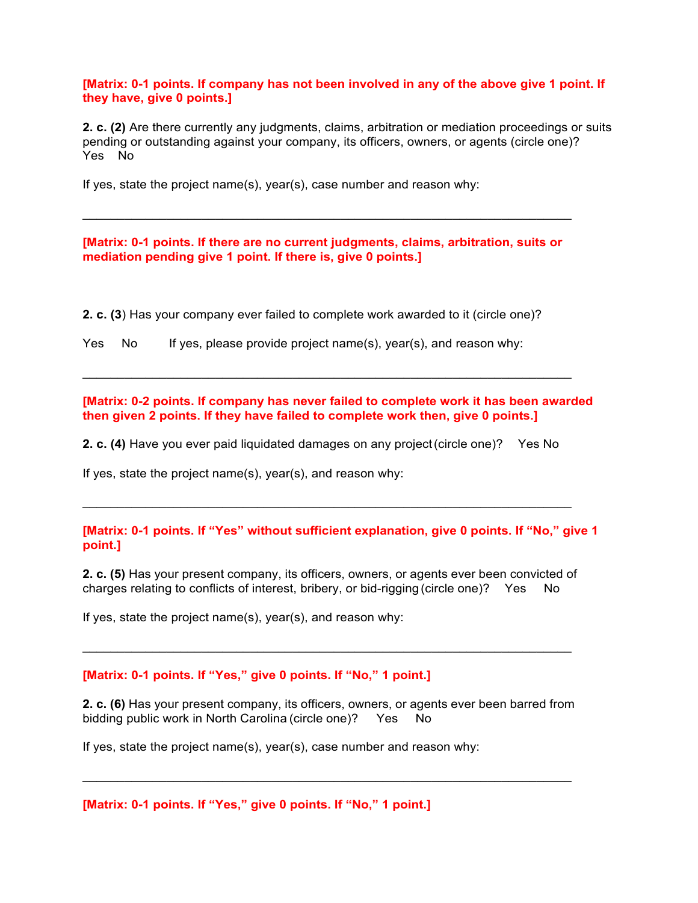**[Matrix: 0-1 points. If company has not been involved in any of the above give 1 point. If they have, give 0 points.]**

**2. c. (2)** Are there currently any judgments, claims, arbitration or mediation proceedings or suits pending or outstanding against your company, its officers, owners, or agents (circle one)? Yes No

If yes, state the project name(s), year(s), case number and reason why:

\_\_\_\_\_\_\_\_\_\_\_\_\_\_\_\_\_\_\_\_\_\_\_\_\_\_\_\_\_\_\_\_\_\_\_\_\_\_\_\_\_\_\_\_\_\_\_\_\_\_\_\_\_\_\_\_\_\_\_\_\_\_\_\_\_\_

**[Matrix: 0-1 points. If there are no current judgments, claims, arbitration, suits or mediation pending give 1 point. If there is, give 0 points.]**

**2. c. (3**) Has your company ever failed to complete work awarded to it (circle one)?

Yes No If yes, please provide project name(s), year(s), and reason why:

\_\_\_\_\_\_\_\_\_\_\_\_\_\_\_\_\_\_\_\_\_\_\_\_\_\_\_\_\_\_\_\_\_\_\_\_\_\_\_\_\_\_\_\_\_\_\_\_\_\_\_\_\_\_\_\_\_\_\_\_\_\_\_\_\_\_

**[Matrix: 0-2 points. If company has never failed to complete work it has been awarded then given 2 points. If they have failed to complete work then, give 0 points.]**

**2. c. (4)** Have you ever paid liquidated damages on any project (circle one)? Yes No

If yes, state the project name(s), year(s), and reason why:

\_\_\_\_\_\_\_\_\_\_\_\_\_\_\_\_\_\_\_\_\_\_\_\_\_\_\_\_\_\_\_\_\_\_\_\_\_\_\_\_\_\_\_\_\_\_\_\_\_\_\_\_\_\_\_\_\_\_\_\_\_\_\_\_\_\_

**[Matrix: 0-1 points. If "Yes" without sufficient explanation, give 0 points. If "No," give 1 point.]**

**2. c. (5)** Has your present company, its officers, owners, or agents ever been convicted of charges relating to conflicts of interest, bribery, or bid-rigging (circle one)? Yes No

If yes, state the project name(s), year(s), and reason why:

\_\_\_\_\_\_\_\_\_\_\_\_\_\_\_\_\_\_\_\_\_\_\_\_\_\_\_\_\_\_\_\_\_\_\_\_\_\_\_\_\_\_\_\_\_\_\_\_\_\_\_\_\_\_\_\_\_\_\_\_\_\_\_\_\_\_

**[Matrix: 0-1 points. If "Yes," give 0 points. If "No," 1 point.]**

**2. c. (6)** Has your present company, its officers, owners, or agents ever been barred from bidding public work in North Carolina (circle one)? Yes No

If yes, state the project name(s), year(s), case number and reason why:

\_\_\_\_\_\_\_\_\_\_\_\_\_\_\_\_\_\_\_\_\_\_\_\_\_\_\_\_\_\_\_\_\_\_\_\_\_\_\_\_\_\_\_\_\_\_\_\_\_\_\_\_\_\_\_\_\_\_\_\_\_\_\_\_\_\_

**[Matrix: 0-1 points. If "Yes," give 0 points. If "No," 1 point.]**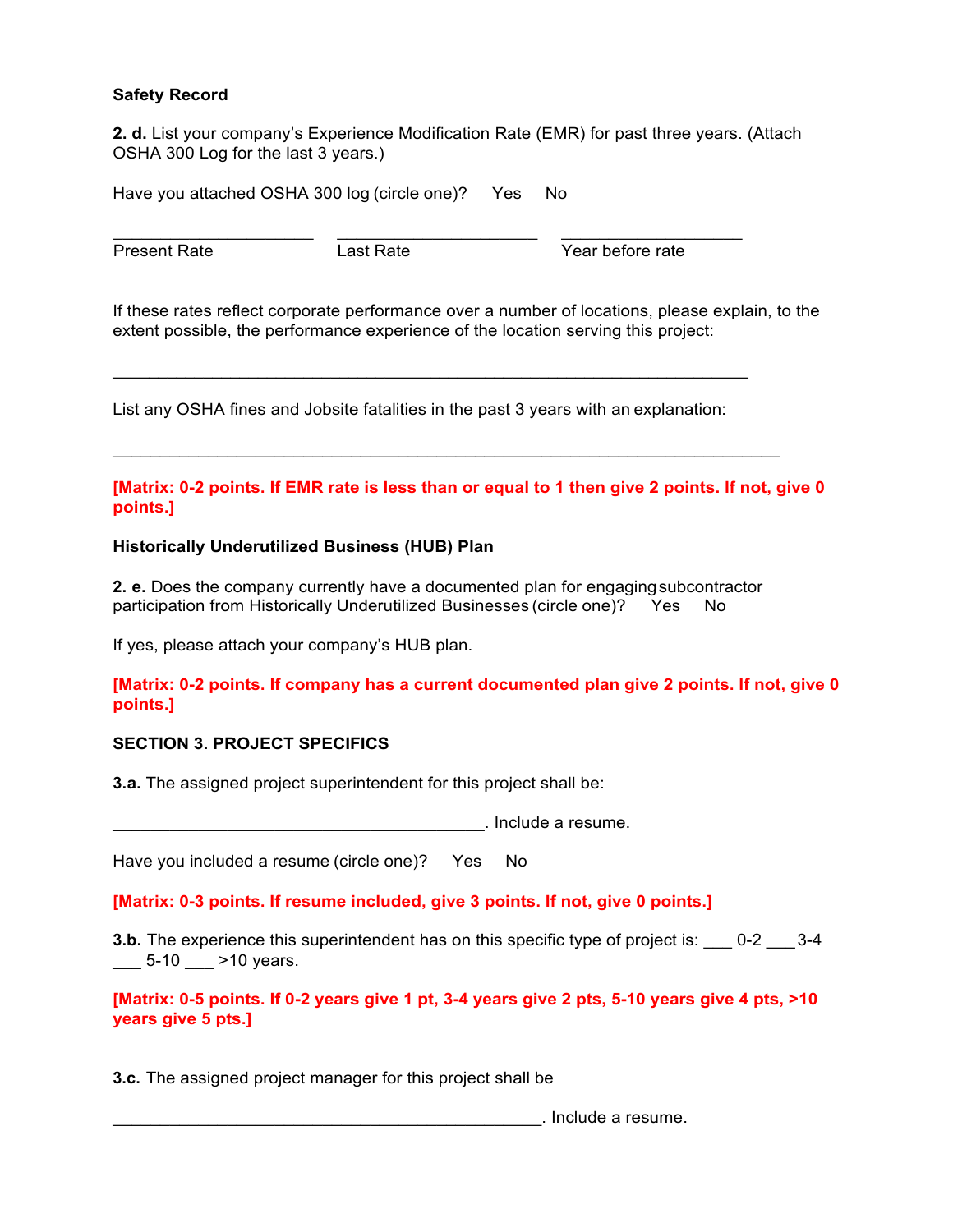**Safety Record**

**2. d.** List your company's Experience Modification Rate (EMR) for past three years. (Attach OSHA 300 Log for the last 3 years.)

Have you attached OSHA 300 log (circle one)? Yes No

| \_\_\_\_\_\_\_\_\_\_\_\_\_\_\_\_\_\_\_\_ | \_\_\_\_\_\_\_\_\_\_\_\_\_\_\_\_\_\_\_\_ | \_\_\_\_\_\_\_\_\_\_\_\_\_\_\_\_\_\_\_\_ |
|---|---|---|
| Present Rate | Last Rate | Year before rate |

If these rates reflect corporate performance over a number of locations, please explain, to the extent possible, the performance experience of the location serving this project:

_______________________________________________________________

List any OSHA fines and Jobsite fatalities in the past 3 years with an explanation:

_______________________________________________________________

**[Matrix: 0-2 points. If EMR rate is less than or equal to 1 then give 2 points. If not, give 0 points.]**

**Historically Underutilized Business (HUB) Plan**

**2. e.** Does the company currently have a documented plan for engaging subcontractor participation from Historically Underutilized Businesses (circle one)? Yes No

If yes, please attach your company's HUB plan.

**[Matrix: 0-2 points. If company has a current documented plan give 2 points. If not, give 0 points.]**

**SECTION 3. PROJECT SPECIFICS**

**3.a.** The assigned project superintendent for this project shall be:

_____________________________________. Include a resume.

Have you included a resume (circle one)? Yes No

**[Matrix: 0-3 points. If resume included, give 3 points. If not, give 0 points.]**

**3.b.** The experience this superintendent has on this specific type of project is: ___ 0-2 ___ 3-4 ___ 5-10 ___ >10 years.

**[Matrix: 0-5 points. If 0-2 years give 1 pt, 3-4 years give 2 pts, 5-10 years give 4 pts, >10 years give 5 pts.]**

**3.c.** The assigned project manager for this project shall be

__________________________________________. Include a resume.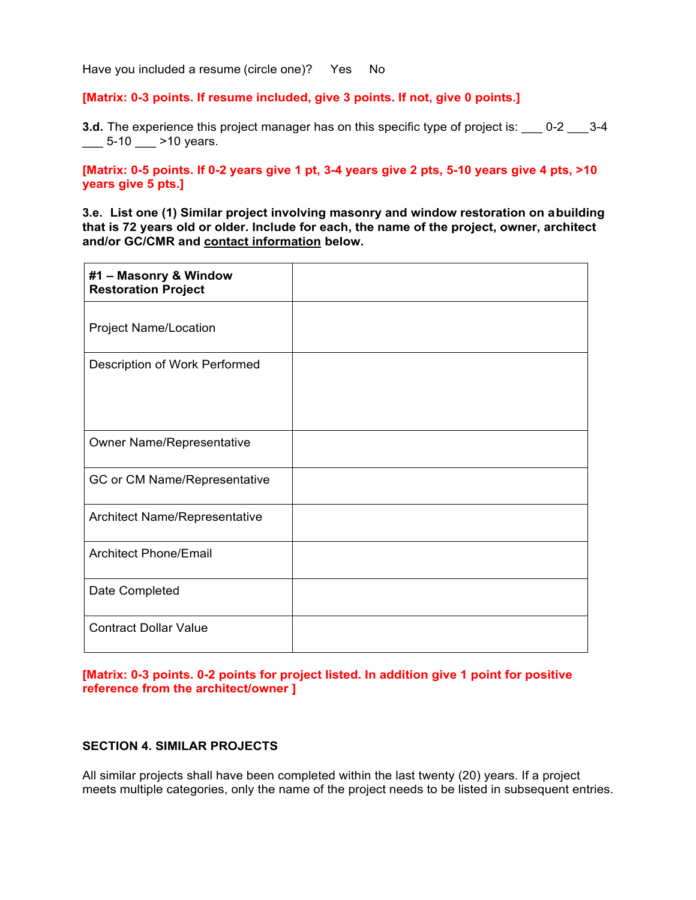Have you included a resume (circle one)? Yes No

**[Matrix: 0-3 points. If resume included, give 3 points. If not, give 0 points.]**

**3.d.** The experience this project manager has on this specific type of project is: ___ 0-2 ___3-4 ___ 5-10 ___ >10 years.

**[Matrix: 0-5 points. If 0-2 years give 1 pt, 3-4 years give 2 pts, 5-10 years give 4 pts, >10 years give 5 pts.]**

**3.e. List one (1) Similar project involving masonry and window restoration on a building that is 72 years old or older. Include for each, the name of the project, owner, architect and/or GC/CMR and <u>contact information</u> below.**

| **#1 – Masonry & Window Restoration Project** | |
|---|---|
| Project Name/Location | |
| Description of Work Performed | |
| Owner Name/Representative | |
| GC or CM Name/Representative | |
| Architect Name/Representative | |
| Architect Phone/Email | |
| Date Completed | |
| Contract Dollar Value | |

**[Matrix: 0-3 points. 0-2 points for project listed. In addition give 1 point for positive reference from the architect/owner ]**

**SECTION 4. SIMILAR PROJECTS**

All similar projects shall have been completed within the last twenty (20) years. If a project meets multiple categories, only the name of the project needs to be listed in subsequent entries.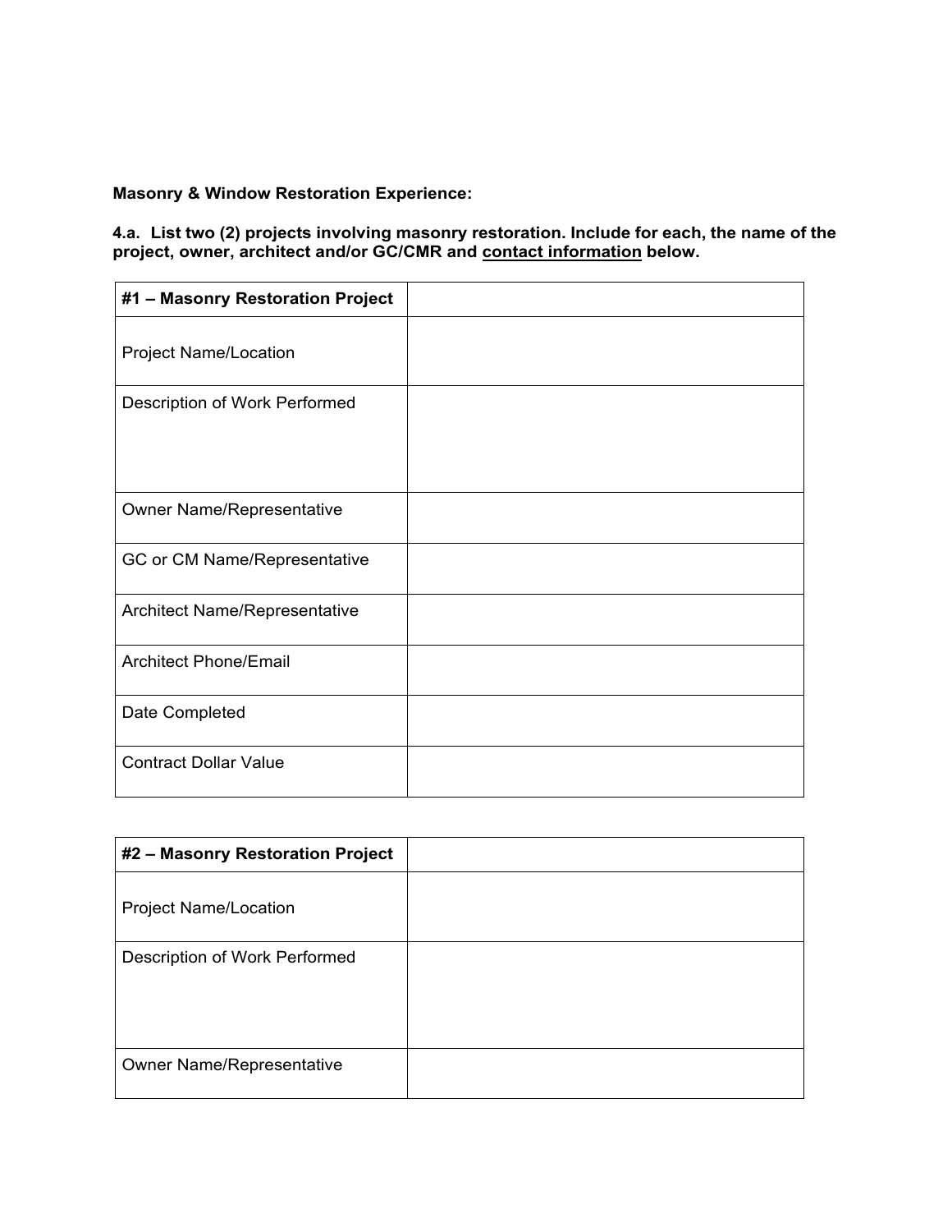**Masonry & Window Restoration Experience:**

**4.a. List two (2) projects involving masonry restoration. Include for each, the name of the project, owner, architect and/or GC/CMR and <u>contact information</u> below.**

| **#1 – Masonry Restoration Project** | |
|---|---|
| Project Name/Location | |
| Description of Work Performed | |
| Owner Name/Representative | |
| GC or CM Name/Representative | |
| Architect Name/Representative | |
| Architect Phone/Email | |
| Date Completed | |
| Contract Dollar Value | |

| **#2 – Masonry Restoration Project** | |
|---|---|
| Project Name/Location | |
| Description of Work Performed | |
| Owner Name/Representative | |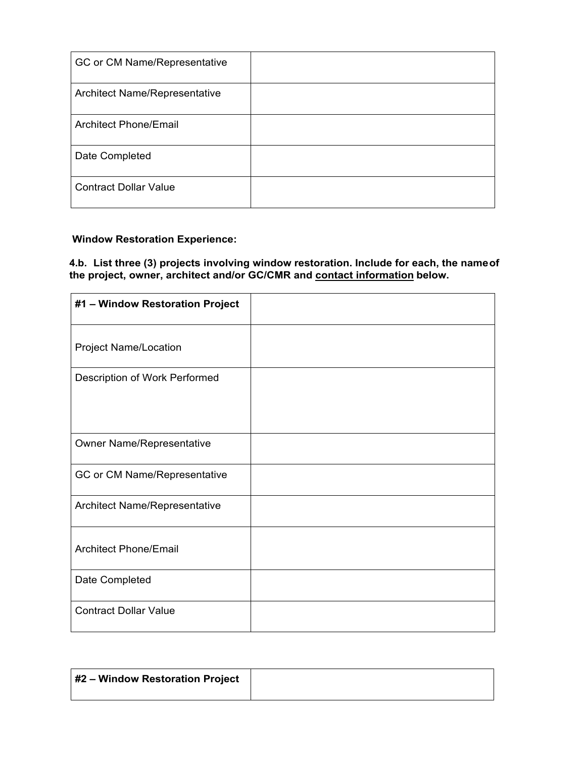| GC or CM Name/Representative | |
|---|---|
| Architect Name/Representative | |
| Architect Phone/Email | |
| Date Completed | |
| Contract Dollar Value | |

**Window Restoration Experience:**

**4.b. List three (3) projects involving window restoration. Include for each, the name of the project, owner, architect and/or GC/CMR and <u>contact information</u> below.**

| **#1 – Window Restoration Project** | |
|---|---|
| Project Name/Location | |
| Description of Work Performed | |
| Owner Name/Representative | |
| GC or CM Name/Representative | |
| Architect Name/Representative | |
| Architect Phone/Email | |
| Date Completed | |
| Contract Dollar Value | |

| **#2 – Window Restoration Project** | |
|---|---|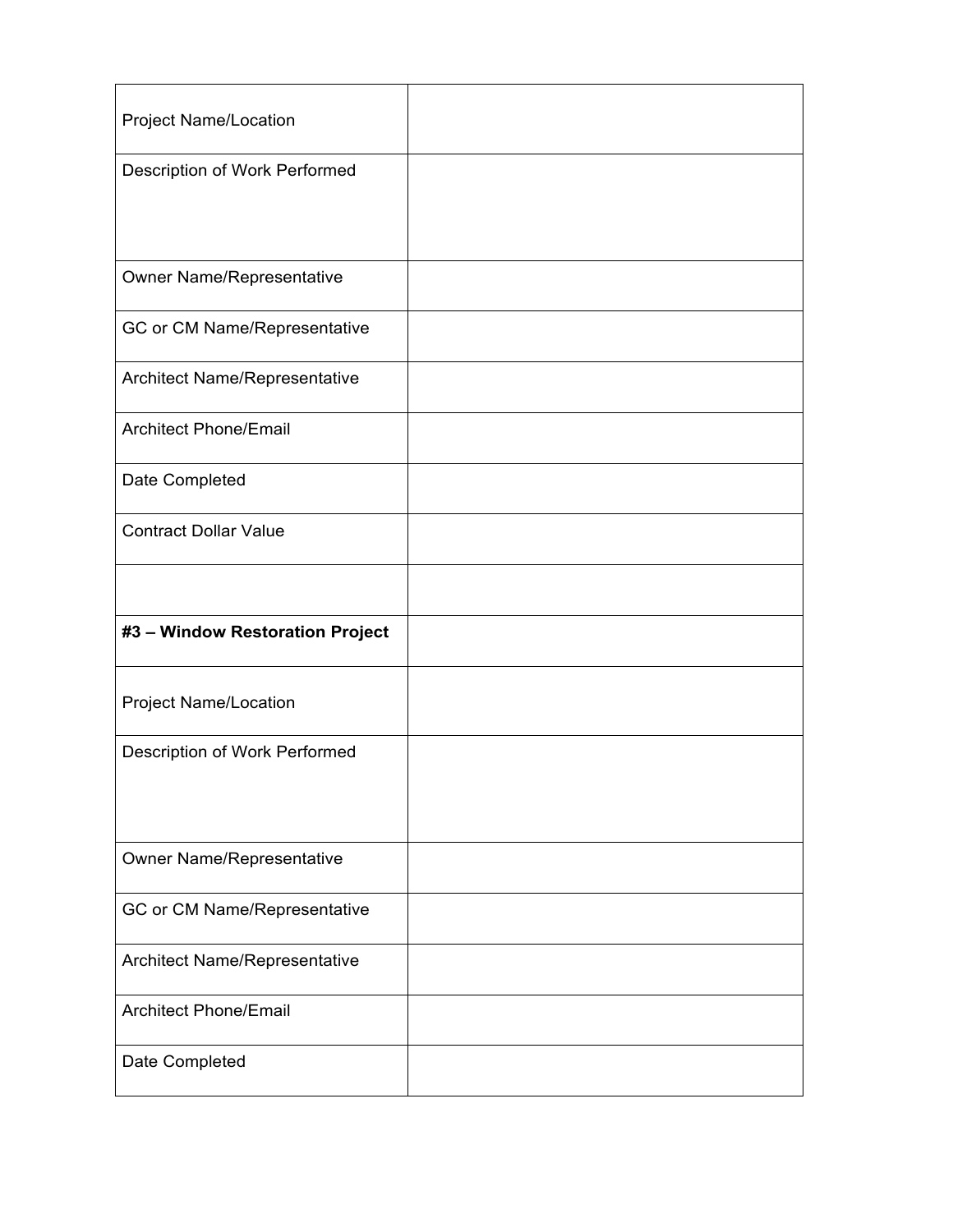| | |
|---|---|
| Project Name/Location | |
| Description of Work Performed | |
| Owner Name/Representative | |
| GC or CM Name/Representative | |
| Architect Name/Representative | |
| Architect Phone/Email | |
| Date Completed | |
| Contract Dollar Value | |
| | |
| **#3 – Window Restoration Project** | |
| Project Name/Location | |
| Description of Work Performed | |
| Owner Name/Representative | |
| GC or CM Name/Representative | |
| Architect Name/Representative | |
| Architect Phone/Email | |
| Date Completed | |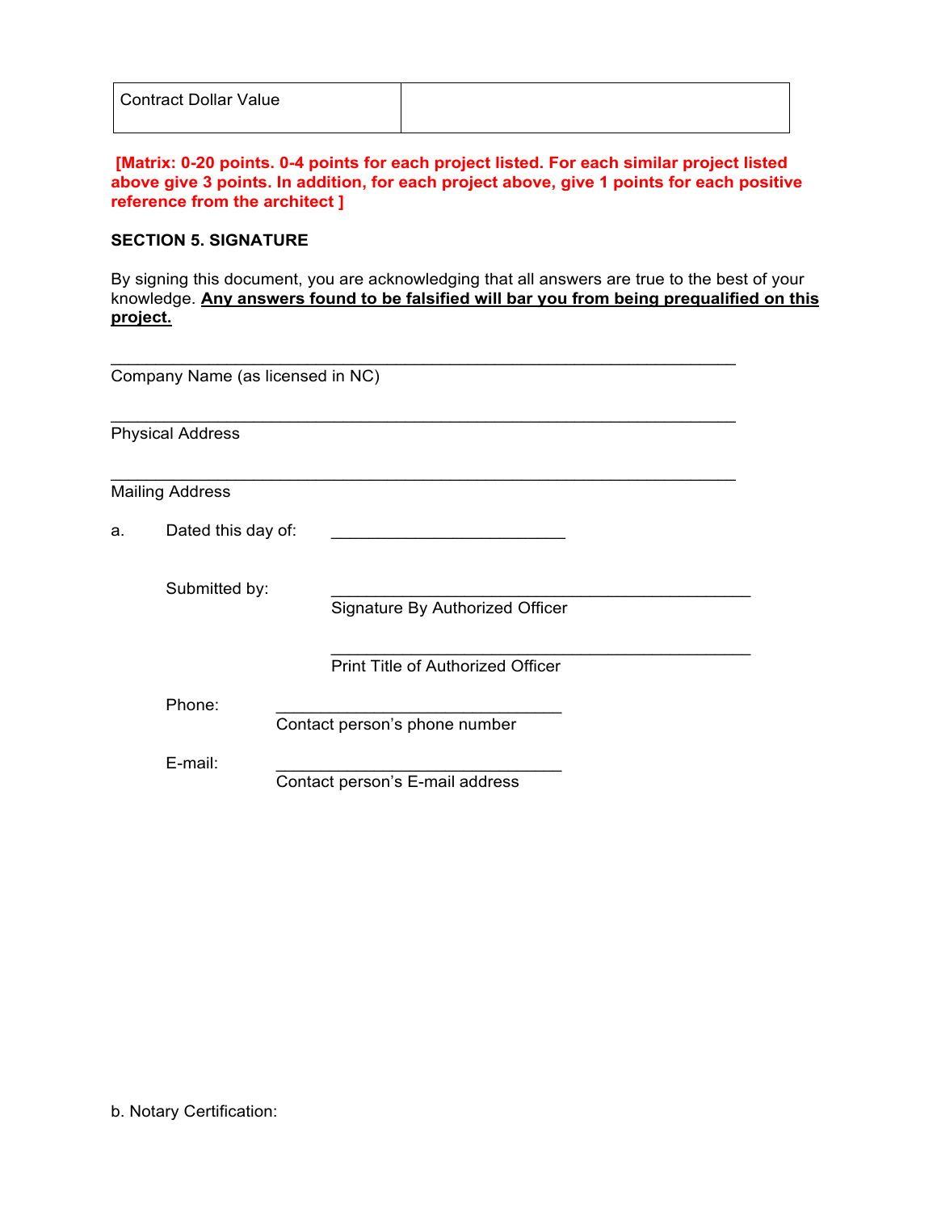| Contract Dollar Value | |
|---|---|

**[Matrix: 0-20 points. 0-4 points for each project listed. For each similar project listed above give 3 points. In addition, for each project above, give 1 points for each positive reference from the architect ]**

**SECTION 5. SIGNATURE**

By signing this document, you are acknowledging that all answers are true to the best of your knowledge. **Any answers found to be falsified will bar you from being prequalified on this project.**

\_\_\_\_\_\_\_\_\_\_\_\_\_\_\_\_\_\_\_\_\_\_\_\_\_\_\_\_\_\_\_\_\_\_\_\_\_\_\_\_\_\_\_\_\_\_\_\_\_\_\_\_\_\_\_\_\_\_\_\_\_\_\_\_
Company Name (as licensed in NC)

\_\_\_\_\_\_\_\_\_\_\_\_\_\_\_\_\_\_\_\_\_\_\_\_\_\_\_\_\_\_\_\_\_\_\_\_\_\_\_\_\_\_\_\_\_\_\_\_\_\_\_\_\_\_\_\_\_\_\_\_\_\_\_\_
Physical Address

\_\_\_\_\_\_\_\_\_\_\_\_\_\_\_\_\_\_\_\_\_\_\_\_\_\_\_\_\_\_\_\_\_\_\_\_\_\_\_\_\_\_\_\_\_\_\_\_\_\_\_\_\_\_\_\_\_\_\_\_\_\_\_\_
Mailing Address

a. Dated this day of: \_\_\_\_\_\_\_\_\_\_\_\_\_\_\_\_\_\_\_\_\_\_\_\_\_

Submitted by: \_\_\_\_\_\_\_\_\_\_\_\_\_\_\_\_\_\_\_\_\_\_\_\_\_\_\_\_\_\_\_\_\_\_\_\_\_\_\_\_\_\_\_\_\_
Signature By Authorized Officer

\_\_\_\_\_\_\_\_\_\_\_\_\_\_\_\_\_\_\_\_\_\_\_\_\_\_\_\_\_\_\_\_\_\_\_\_\_\_\_\_\_\_\_\_\_
Print Title of Authorized Officer

Phone: \_\_\_\_\_\_\_\_\_\_\_\_\_\_\_\_\_\_\_\_\_\_\_\_\_\_\_\_\_\_\_
Contact person's phone number

E-mail: \_\_\_\_\_\_\_\_\_\_\_\_\_\_\_\_\_\_\_\_\_\_\_\_\_\_\_\_\_\_\_
Contact person's E-mail address

b. Notary Certification: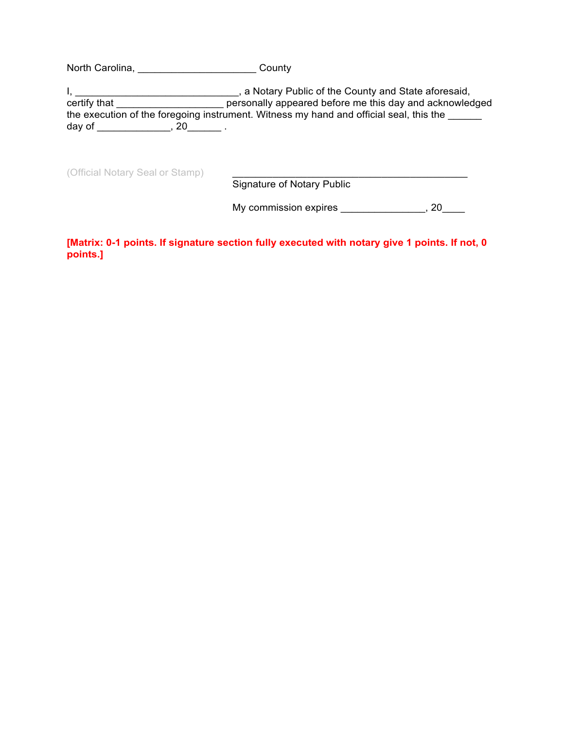North Carolina, _____________________ County

I, _____________________________, a Notary Public of the County and State aforesaid, certify that ___________________ personally appeared before me this day and acknowledged the execution of the foregoing instrument. Witness my hand and official seal, this the ______ day of _____________, 20______ .

(Official Notary Seal or Stamp)

__________________________________________
Signature of Notary Public

My commission expires _______________, 20____

**[Matrix: 0-1 points. If signature section fully executed with notary give 1 points. If not, 0 points.]**